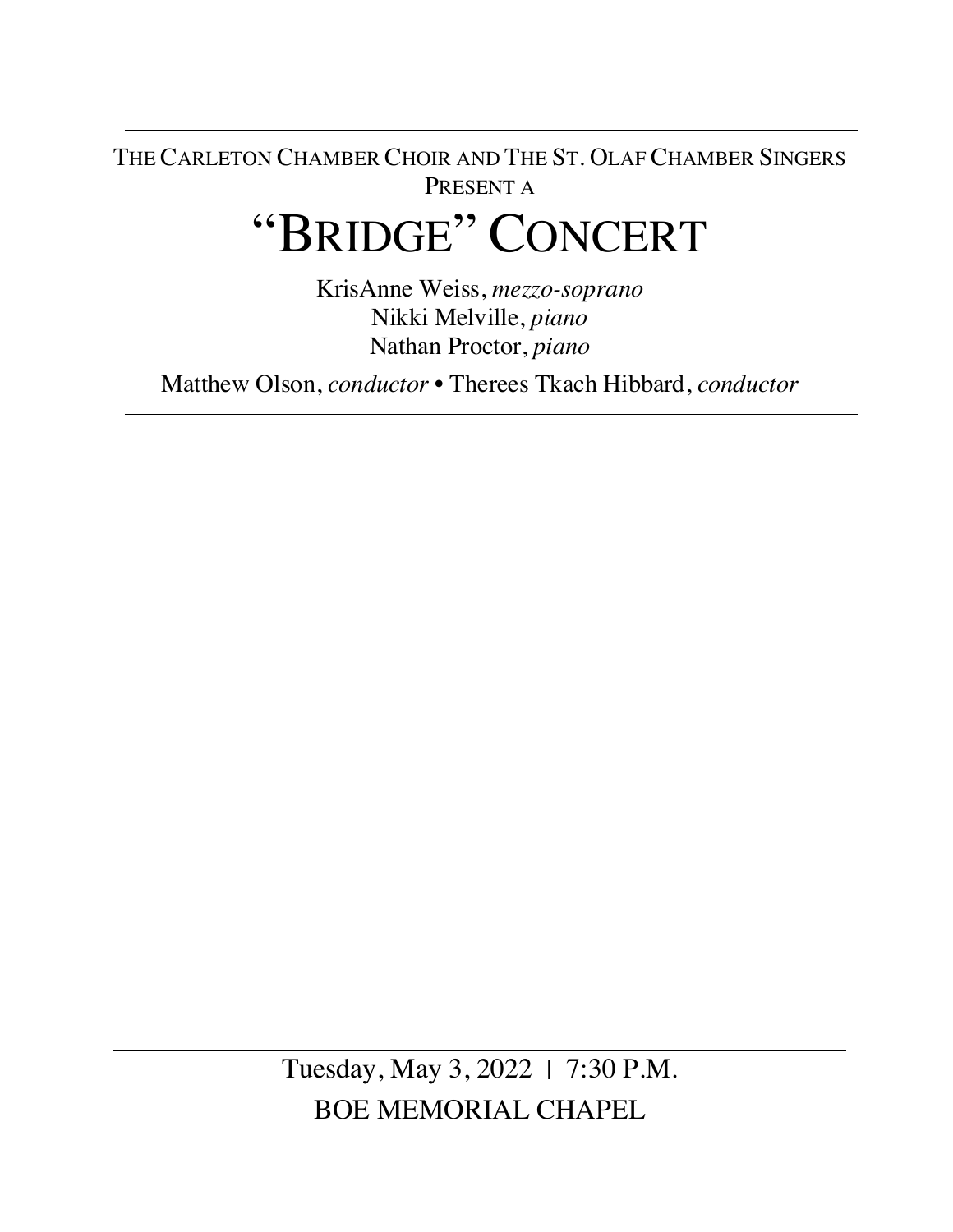The Carleton Chamber Choir and The St. Olaf Chamber Singers
Present a

# "Bridge" Concert

KrisAnne Weiss, *mezzo-soprano*
Nikki Melville, *piano*
Nathan Proctor, *piano*

Matthew Olson, *conductor* • Therees Tkach Hibbard, *conductor*

---

Tuesday, May 3, 2022 | 7:30 P.M.

BOE MEMORIAL CHAPEL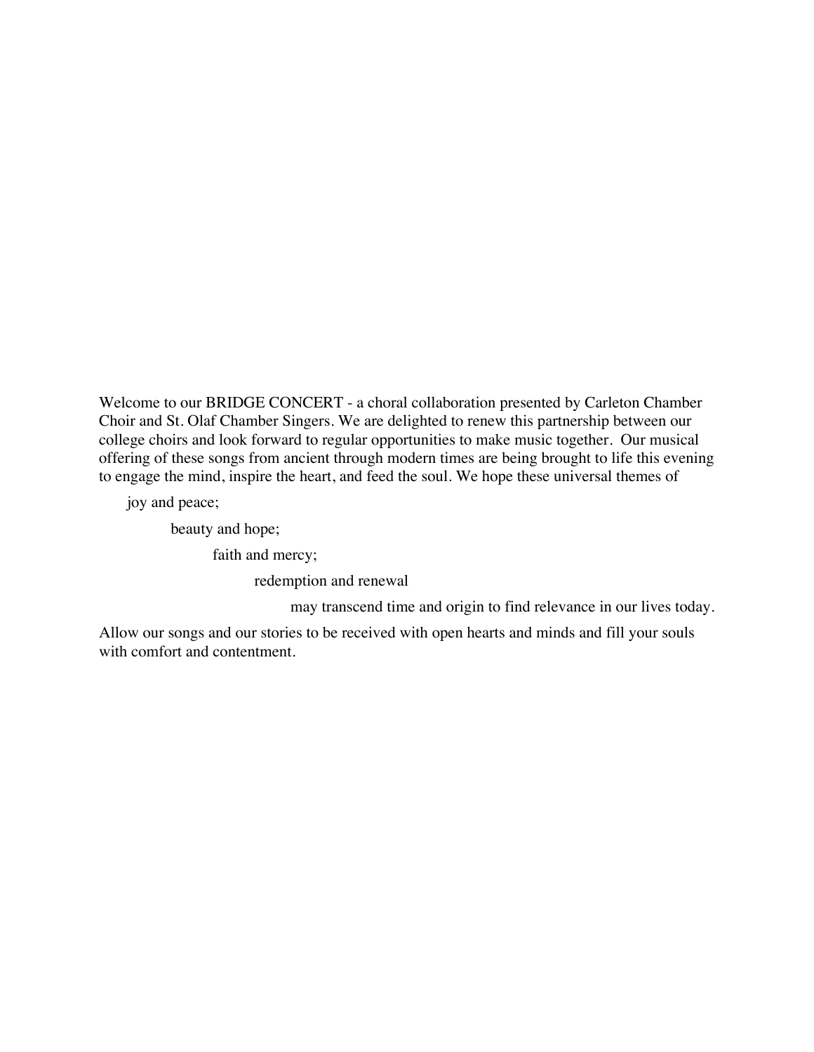Welcome to our BRIDGE CONCERT - a choral collaboration presented by Carleton Chamber Choir and St. Olaf Chamber Singers. We are delighted to renew this partnership between our college choirs and look forward to regular opportunities to make music together. Our musical offering of these songs from ancient through modern times are being brought to life this evening to engage the mind, inspire the heart, and feed the soul. We hope these universal themes of

joy and peace;

beauty and hope;

faith and mercy;

redemption and renewal

may transcend time and origin to find relevance in our lives today.

Allow our songs and our stories to be received with open hearts and minds and fill your souls with comfort and contentment.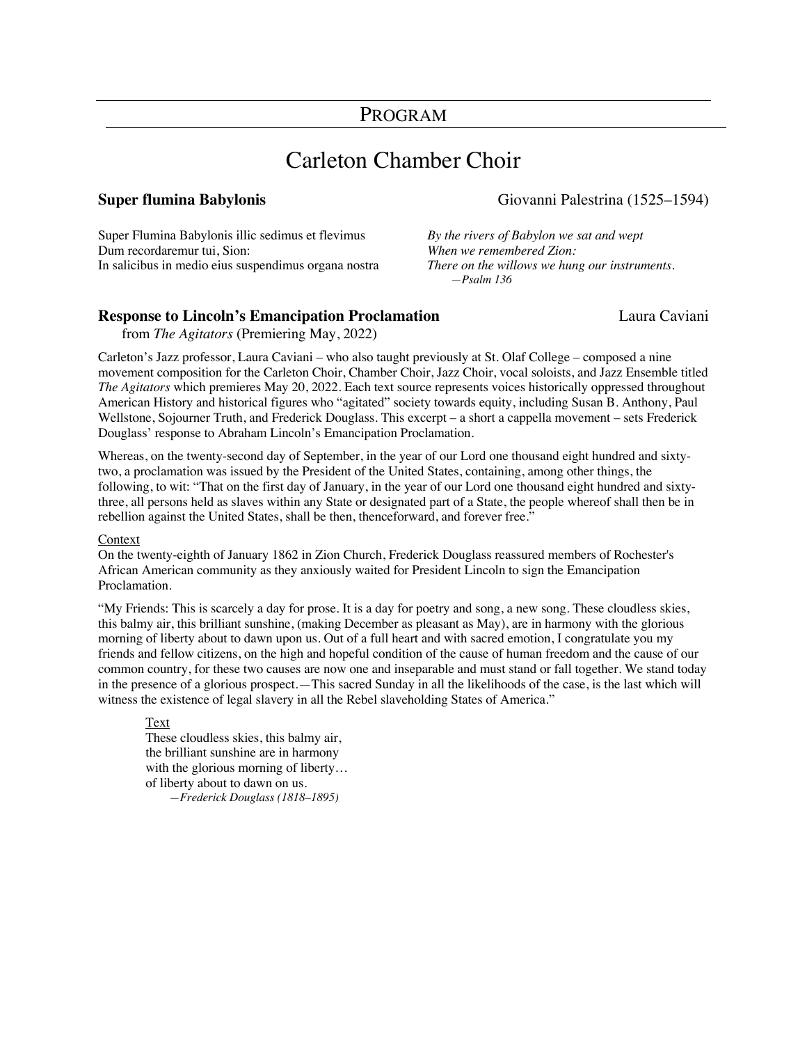# PROGRAM

## Carleton Chamber Choir

**Super flumina Babylonis** Giovanni Palestrina (1525–1594)

Super Flumina Babylonis illic sedimus et flevimus
Dum recordaremur tui, Sion:
In salicibus in medio eius suspendimus organa nostra

*By the rivers of Babylon we sat and wept*
*When we remembered Zion:*
*There on the willows we hung our instruments.*
*—Psalm 136*

**Response to Lincoln's Emancipation Proclamation** Laura Caviani
from *The Agitators* (Premiering May, 2022)

Carleton's Jazz professor, Laura Caviani – who also taught previously at St. Olaf College – composed a nine movement composition for the Carleton Choir, Chamber Choir, Jazz Choir, vocal soloists, and Jazz Ensemble titled *The Agitators* which premieres May 20, 2022. Each text source represents voices historically oppressed throughout American History and historical figures who "agitated" society towards equity, including Susan B. Anthony, Paul Wellstone, Sojourner Truth, and Frederick Douglass. This excerpt – a short a cappella movement – sets Frederick Douglass' response to Abraham Lincoln's Emancipation Proclamation.

Whereas, on the twenty-second day of September, in the year of our Lord one thousand eight hundred and sixty-two, a proclamation was issued by the President of the United States, containing, among other things, the following, to wit: "That on the first day of January, in the year of our Lord one thousand eight hundred and sixty-three, all persons held as slaves within any State or designated part of a State, the people whereof shall then be in rebellion against the United States, shall be then, thenceforward, and forever free."

Context
On the twenty-eighth of January 1862 in Zion Church, Frederick Douglass reassured members of Rochester's African American community as they anxiously waited for President Lincoln to sign the Emancipation Proclamation.

"My Friends: This is scarcely a day for prose. It is a day for poetry and song, a new song. These cloudless skies, this balmy air, this brilliant sunshine, (making December as pleasant as May), are in harmony with the glorious morning of liberty about to dawn upon us. Out of a full heart and with sacred emotion, I congratulate you my friends and fellow citizens, on the high and hopeful condition of the cause of human freedom and the cause of our common country, for these two causes are now one and inseparable and must stand or fall together. We stand today in the presence of a glorious prospect.—This sacred Sunday in all the likelihoods of the case, is the last which will witness the existence of legal slavery in all the Rebel slaveholding States of America."

Text
These cloudless skies, this balmy air,
the brilliant sunshine are in harmony
with the glorious morning of liberty…
of liberty about to dawn on us.
*—Frederick Douglass (1818–1895)*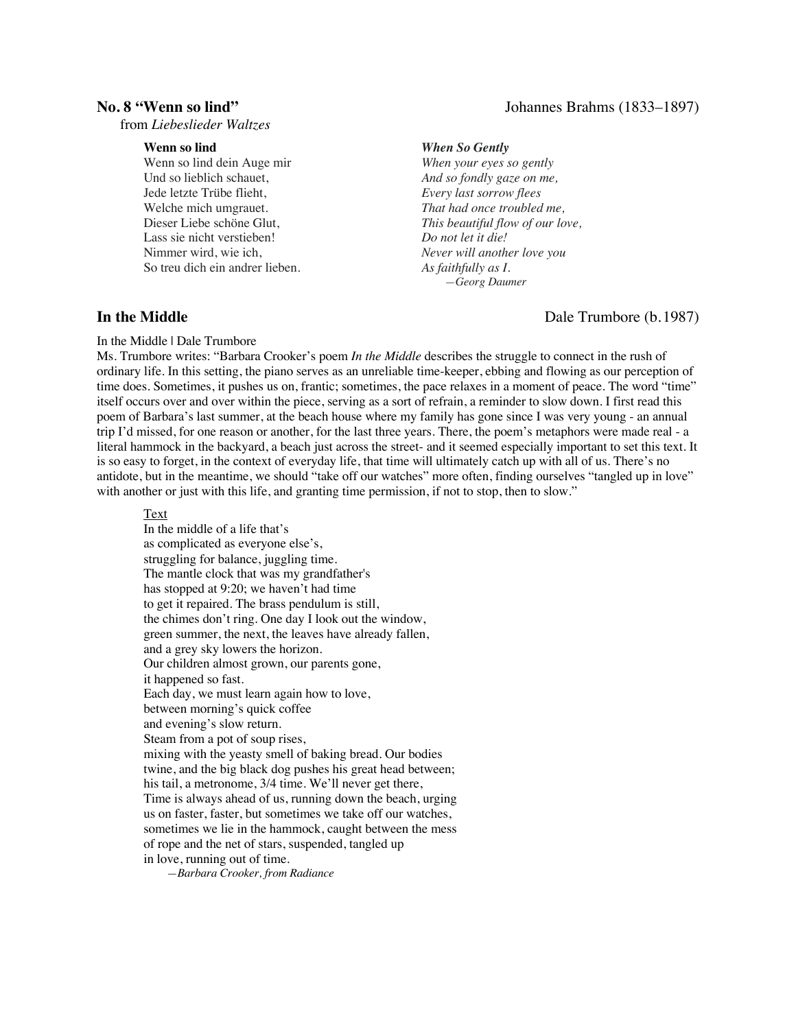**No. 8 "Wenn so lind"** — Johannes Brahms (1833–1897)
from *Liebeslieder Waltzes*

**Wenn so lind**
Wenn so lind dein Auge mir
Und so lieblich schauet,
Jede letzte Trübe flieht,
Welche mich umgrauet.
Dieser Liebe schöne Glut,
Lass sie nicht verstieben!
Nimmer wird, wie ich,
So treu dich ein andrer lieben.

***When So Gently***
*When your eyes so gently*
*And so fondly gaze on me,*
*Every last sorrow flees*
*That had once troubled me,*
*This beautiful flow of our love,*
*Do not let it die!*
*Never will another love you*
*As faithfully as I.*
*—Georg Daumer*

## In the Middle — Dale Trumbore (b.1987)

In the Middle | Dale Trumbore
Ms. Trumbore writes: "Barbara Crooker's poem *In the Middle* describes the struggle to connect in the rush of ordinary life. In this setting, the piano serves as an unreliable time-keeper, ebbing and flowing as our perception of time does. Sometimes, it pushes us on, frantic; sometimes, the pace relaxes in a moment of peace. The word "time" itself occurs over and over within the piece, serving as a sort of refrain, a reminder to slow down. I first read this poem of Barbara's last summer, at the beach house where my family has gone since I was very young - an annual trip I'd missed, for one reason or another, for the last three years. There, the poem's metaphors were made real - a literal hammock in the backyard, a beach just across the street- and it seemed especially important to set this text. It is so easy to forget, in the context of everyday life, that time will ultimately catch up with all of us. There's no antidote, but in the meantime, we should "take off our watches" more often, finding ourselves "tangled up in love" with another or just with this life, and granting time permission, if not to stop, then to slow."

Text
In the middle of a life that's
as complicated as everyone else's,
struggling for balance, juggling time.
The mantle clock that was my grandfather's
has stopped at 9:20; we haven't had time
to get it repaired. The brass pendulum is still,
the chimes don't ring. One day I look out the window,
green summer, the next, the leaves have already fallen,
and a grey sky lowers the horizon.
Our children almost grown, our parents gone,
it happened so fast.
Each day, we must learn again how to love,
between morning's quick coffee
and evening's slow return.
Steam from a pot of soup rises,
mixing with the yeasty smell of baking bread. Our bodies
twine, and the big black dog pushes his great head between;
his tail, a metronome, 3/4 time. We'll never get there,
Time is always ahead of us, running down the beach, urging
us on faster, faster, but sometimes we take off our watches,
sometimes we lie in the hammock, caught between the mess
of rope and the net of stars, suspended, tangled up
in love, running out of time.
*—Barbara Crooker, from Radiance*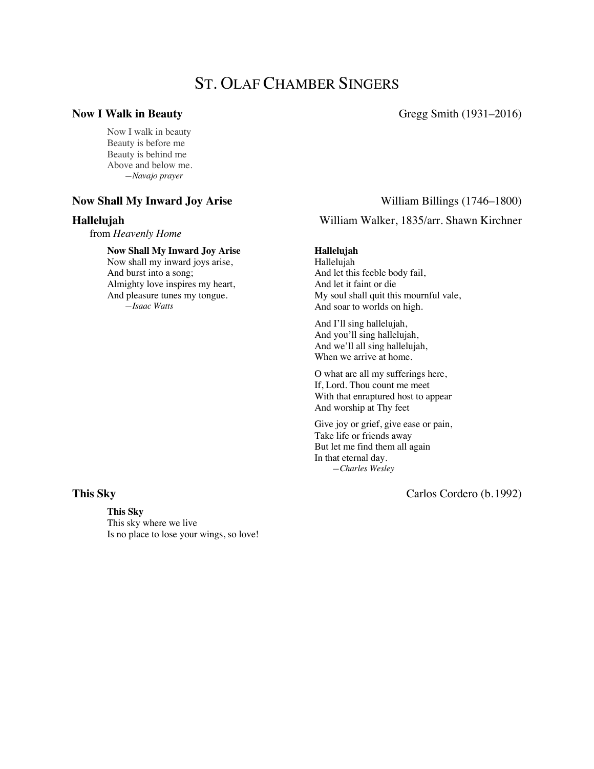# ST. OLAF CHAMBER SINGERS

**Now I Walk in Beauty** — Gregg Smith (1931–2016)

Now I walk in beauty
Beauty is before me
Beauty is behind me
Above and below me.
*—Navajo prayer*

**Now Shall My Inward Joy Arise** — William Billings (1746–1800)

**Hallelujah** — William Walker, 1835/arr. Shawn Kirchner
from *Heavenly Home*

**Now Shall My Inward Joy Arise**
Now shall my inward joys arise,
And burst into a song;
Almighty love inspires my heart,
And pleasure tunes my tongue.
*—Isaac Watts*

**Hallelujah**
Hallelujah
And let this feeble body fail,
And let it faint or die
My soul shall quit this mournful vale,
And soar to worlds on high.

And I'll sing hallelujah,
And you'll sing hallelujah,
And we'll all sing hallelujah,
When we arrive at home.

O what are all my sufferings here,
If, Lord. Thou count me meet
With that enraptured host to appear
And worship at Thy feet

Give joy or grief, give ease or pain,
Take life or friends away
But let me find them all again
In that eternal day.
*—Charles Wesley*

**This Sky** — Carlos Cordero (b.1992)

**This Sky**
This sky where we live
Is no place to lose your wings, so love!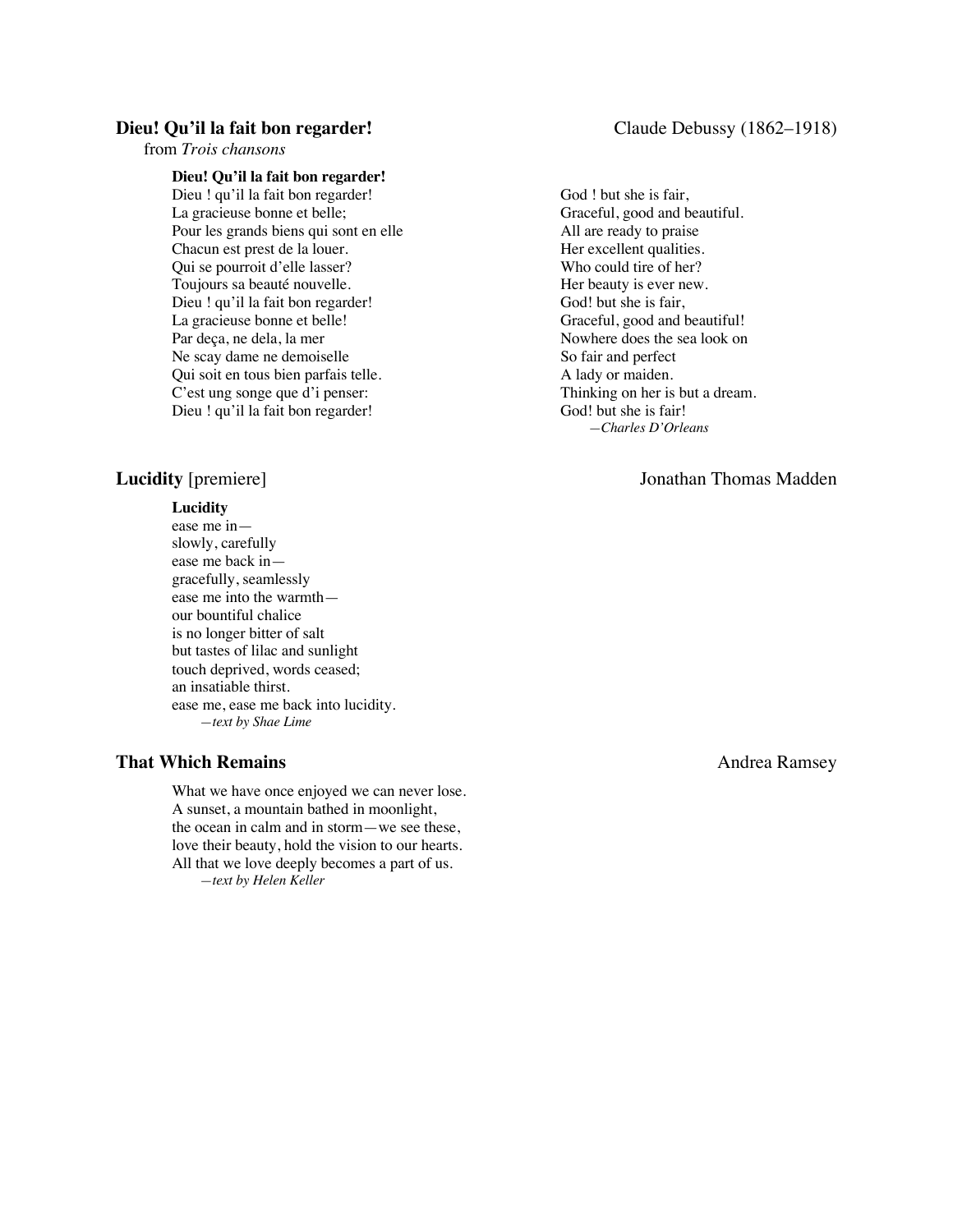**Dieu! Qu'il la fait bon regarder!** — Claude Debussy (1862–1918)
from *Trois chansons*

**Dieu! Qu'il la fait bon regarder!**
Dieu ! qu'il la fait bon regarder!
La gracieuse bonne et belle;
Pour les grands biens qui sont en elle
Chacun est prest de la louer.
Qui se pourroit d'elle lasser?
Toujours sa beauté nouvelle.
Dieu ! qu'il la fait bon regarder!
La gracieuse bonne et belle!
Par deça, ne dela, la mer
Ne scay dame ne demoiselle
Qui soit en tous bien parfais telle.
C'est ung songe que d'i penser:
Dieu ! qu'il la fait bon regarder!

God ! but she is fair,
Graceful, good and beautiful.
All are ready to praise
Her excellent qualities.
Who could tire of her?
Her beauty is ever new.
God! but she is fair,
Graceful, good and beautiful!
Nowhere does the sea look on
So fair and perfect
A lady or maiden.
Thinking on her is but a dream.
God! but she is fair!
*—Charles D'Orleans*

**Lucidity** [premiere] — Jonathan Thomas Madden

**Lucidity**
ease me in—
slowly, carefully
ease me back in—
gracefully, seamlessly
ease me into the warmth—
our bountiful chalice
is no longer bitter of salt
but tastes of lilac and sunlight
touch deprived, words ceased;
an insatiable thirst.
ease me, ease me back into lucidity.
*—text by Shae Lime*

**That Which Remains** — Andrea Ramsey

What we have once enjoyed we can never lose.
A sunset, a mountain bathed in moonlight,
the ocean in calm and in storm—we see these,
love their beauty, hold the vision to our hearts.
All that we love deeply becomes a part of us.
*—text by Helen Keller*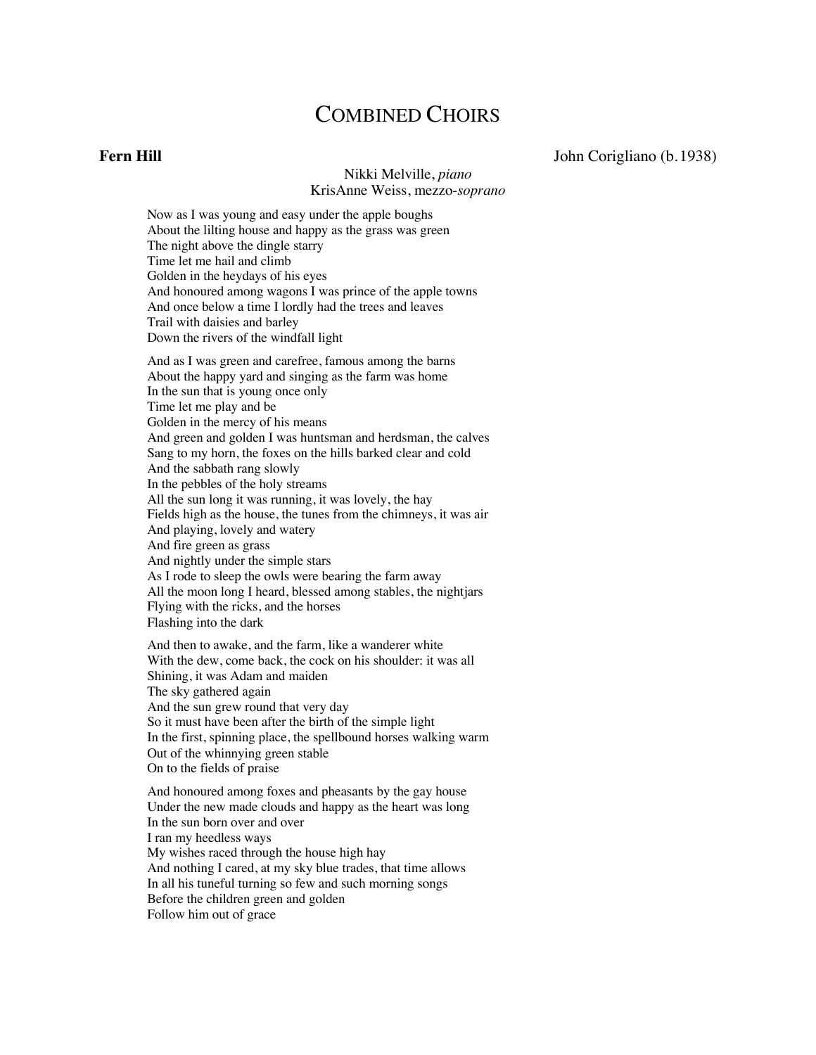# Combined Choirs

**Fern Hill** John Corigliano (b.1938)

Nikki Melville, *piano*
KrisAnne Weiss, mezzo-*soprano*

Now as I was young and easy under the apple boughs
About the lilting house and happy as the grass was green
The night above the dingle starry
Time let me hail and climb
Golden in the heydays of his eyes
And honoured among wagons I was prince of the apple towns
And once below a time I lordly had the trees and leaves
Trail with daisies and barley
Down the rivers of the windfall light

And as I was green and carefree, famous among the barns
About the happy yard and singing as the farm was home
In the sun that is young once only
Time let me play and be
Golden in the mercy of his means
And green and golden I was huntsman and herdsman, the calves
Sang to my horn, the foxes on the hills barked clear and cold
And the sabbath rang slowly
In the pebbles of the holy streams
All the sun long it was running, it was lovely, the hay
Fields high as the house, the tunes from the chimneys, it was air
And playing, lovely and watery
And fire green as grass
And nightly under the simple stars
As I rode to sleep the owls were bearing the farm away
All the moon long I heard, blessed among stables, the nightjars
Flying with the ricks, and the horses
Flashing into the dark

And then to awake, and the farm, like a wanderer white
With the dew, come back, the cock on his shoulder: it was all
Shining, it was Adam and maiden
The sky gathered again
And the sun grew round that very day
So it must have been after the birth of the simple light
In the first, spinning place, the spellbound horses walking warm
Out of the whinnying green stable
On to the fields of praise

And honoured among foxes and pheasants by the gay house
Under the new made clouds and happy as the heart was long
In the sun born over and over
I ran my heedless ways
My wishes raced through the house high hay
And nothing I cared, at my sky blue trades, that time allows
In all his tuneful turning so few and such morning songs
Before the children green and golden
Follow him out of grace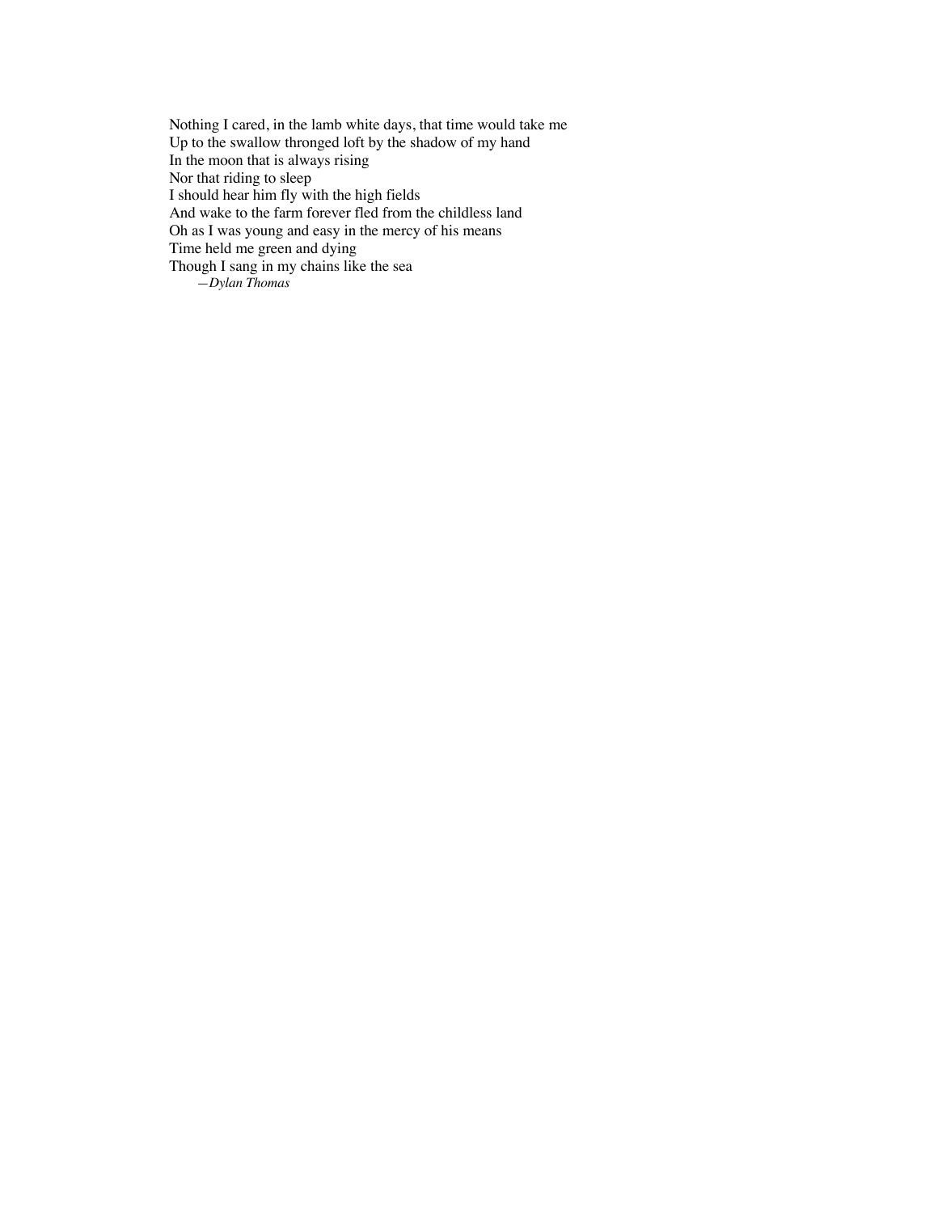Nothing I cared, in the lamb white days, that time would take me  
Up to the swallow thronged loft by the shadow of my hand  
In the moon that is always rising  
Nor that riding to sleep  
I should hear him fly with the high fields  
And wake to the farm forever fled from the childless land  
Oh as I was young and easy in the mercy of his means  
Time held me green and dying  
Though I sang in my chains like the sea  
    —*Dylan Thomas*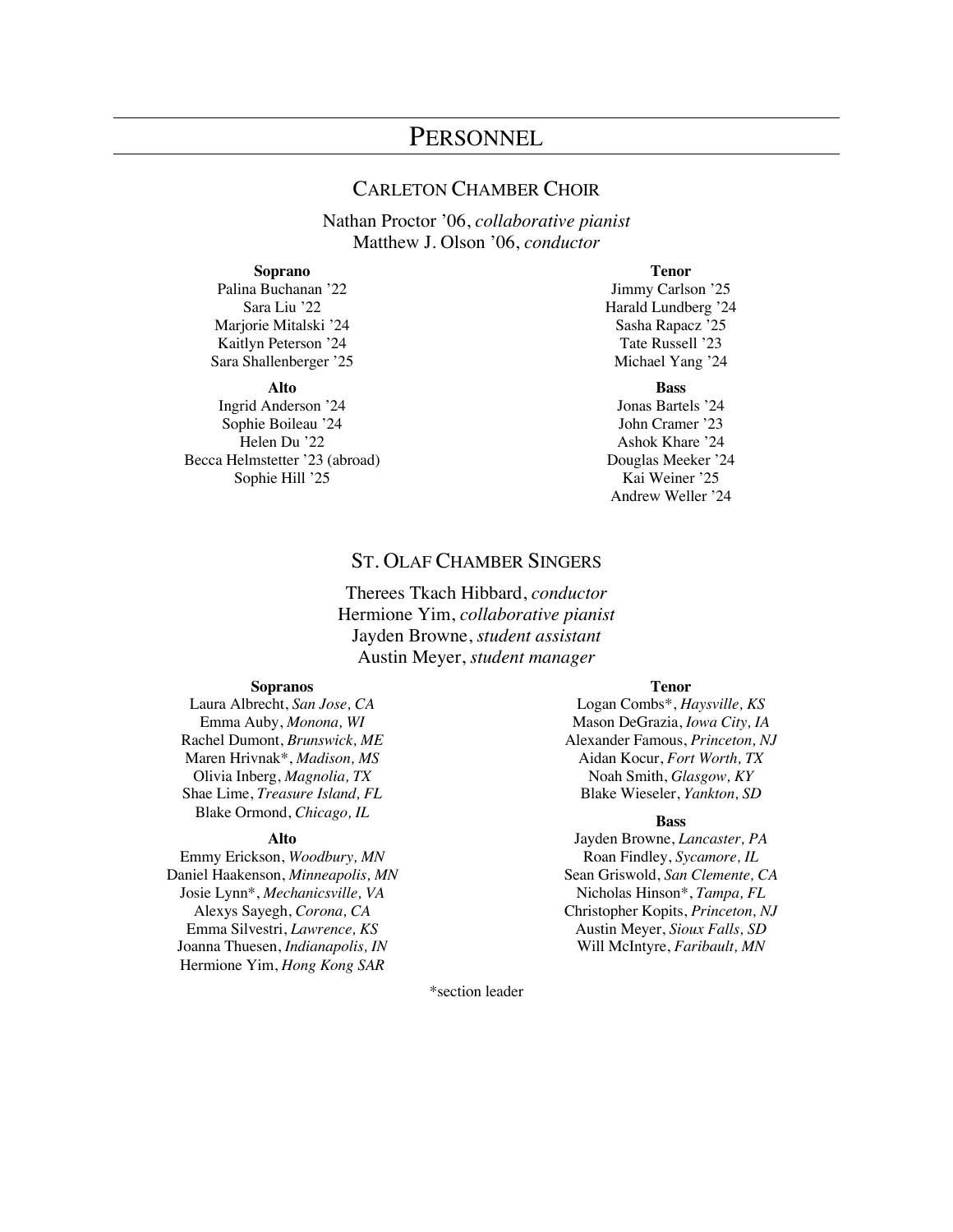# Personnel

## Carleton Chamber Choir

Nathan Proctor ’06, *collaborative pianist*
Matthew J. Olson ’06, *conductor*

**Soprano**
Palina Buchanan ’22
Sara Liu ’22
Marjorie Mitalski ’24
Kaitlyn Peterson ’24
Sara Shallenberger ’25

**Alto**
Ingrid Anderson ’24
Sophie Boileau ’24
Helen Du ’22
Becca Helmstetter ’23 (abroad)
Sophie Hill ’25

**Tenor**
Jimmy Carlson ’25
Harald Lundberg ’24
Sasha Rapacz ’25
Tate Russell ’23
Michael Yang ’24

**Bass**
Jonas Bartels ’24
John Cramer ’23
Ashok Khare ’24
Douglas Meeker ’24
Kai Weiner ’25
Andrew Weller ’24

## St. Olaf Chamber Singers

Therees Tkach Hibbard, *conductor*
Hermione Yim, *collaborative pianist*
Jayden Browne, *student assistant*
Austin Meyer, *student manager*

**Sopranos**
Laura Albrecht, *San Jose, CA*
Emma Auby, *Monona, WI*
Rachel Dumont, *Brunswick, ME*
Maren Hrivnak*, *Madison, MS*
Olivia Inberg, *Magnolia, TX*
Shae Lime, *Treasure Island, FL*
Blake Ormond, *Chicago, IL*

**Alto**
Emmy Erickson, *Woodbury, MN*
Daniel Haakenson, *Minneapolis, MN*
Josie Lynn*, *Mechanicsville, VA*
Alexys Sayegh, *Corona, CA*
Emma Silvestri, *Lawrence, KS*
Joanna Thuesen, *Indianapolis, IN*
Hermione Yim, *Hong Kong SAR*

**Tenor**
Logan Combs*, *Haysville, KS*
Mason DeGrazia, *Iowa City, IA*
Alexander Famous, *Princeton, NJ*
Aidan Kocur, *Fort Worth, TX*
Noah Smith, *Glasgow, KY*
Blake Wieseler, *Yankton, SD*

**Bass**
Jayden Browne, *Lancaster, PA*
Roan Findley, *Sycamore, IL*
Sean Griswold, *San Clemente, CA*
Nicholas Hinson*, *Tampa, FL*
Christopher Kopits, *Princeton, NJ*
Austin Meyer, *Sioux Falls, SD*
Will McIntyre, *Faribault, MN*

*section leader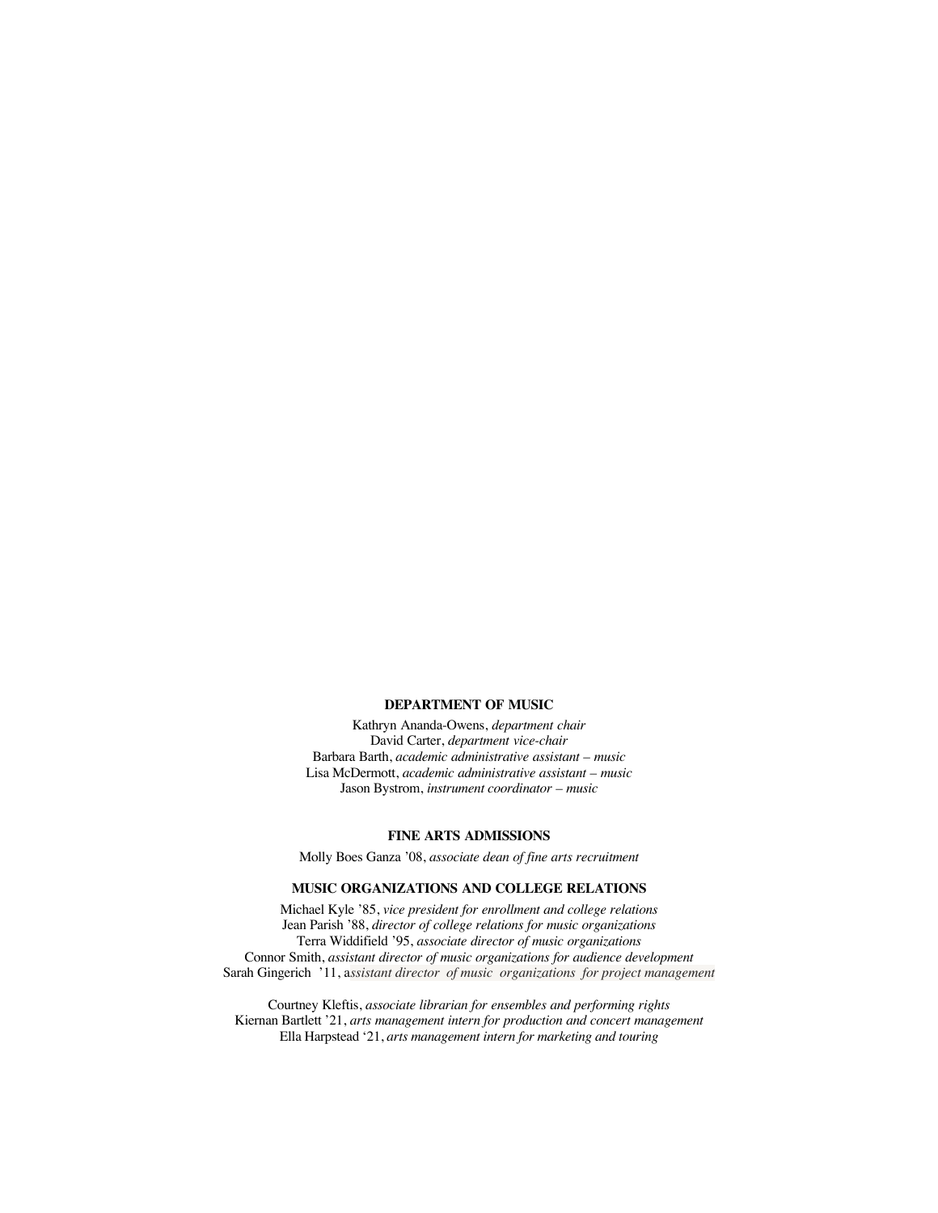**DEPARTMENT OF MUSIC**

Kathryn Ananda-Owens, *department chair*
David Carter, *department vice-chair*
Barbara Barth, *academic administrative assistant – music*
Lisa McDermott, *academic administrative assistant – music*
Jason Bystrom, *instrument coordinator – music*

**FINE ARTS ADMISSIONS**

Molly Boes Ganza '08, *associate dean of fine arts recruitment*

**MUSIC ORGANIZATIONS AND COLLEGE RELATIONS**

Michael Kyle '85, *vice president for enrollment and college relations*
Jean Parish '88, *director of college relations for music organizations*
Terra Widdifield '95, *associate director of music organizations*
Connor Smith, *assistant director of music organizations for audience development*
Sarah Gingerich '11, a*ssistant director of music organizations for project management*

Courtney Kleftis, *associate librarian for ensembles and performing rights*
Kiernan Bartlett '21, *arts management intern for production and concert management*
Ella Harpstead '21, *arts management intern for marketing and touring*